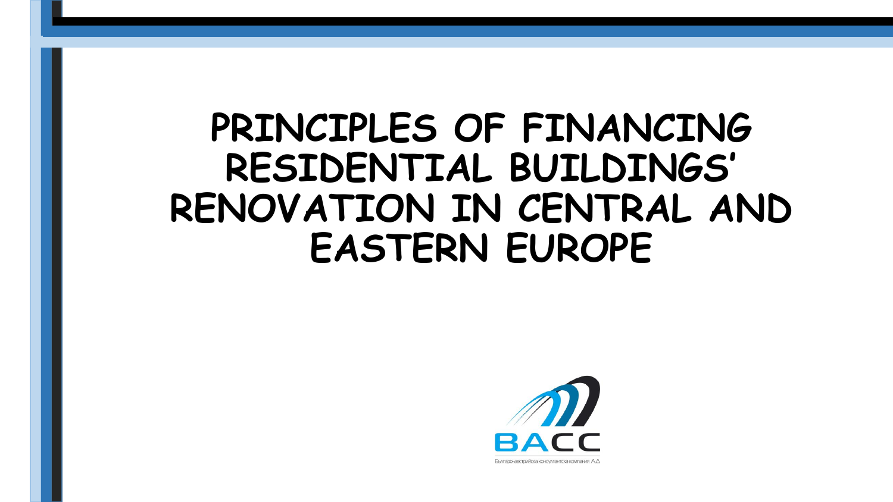# PRINCIPLES OF FINANCING RESIDENTIAL BUILDINGS' RENOVATION IN CENTRAL AND EASTERN EUROPE

BACC

Българо-австрийска консултантска компания АД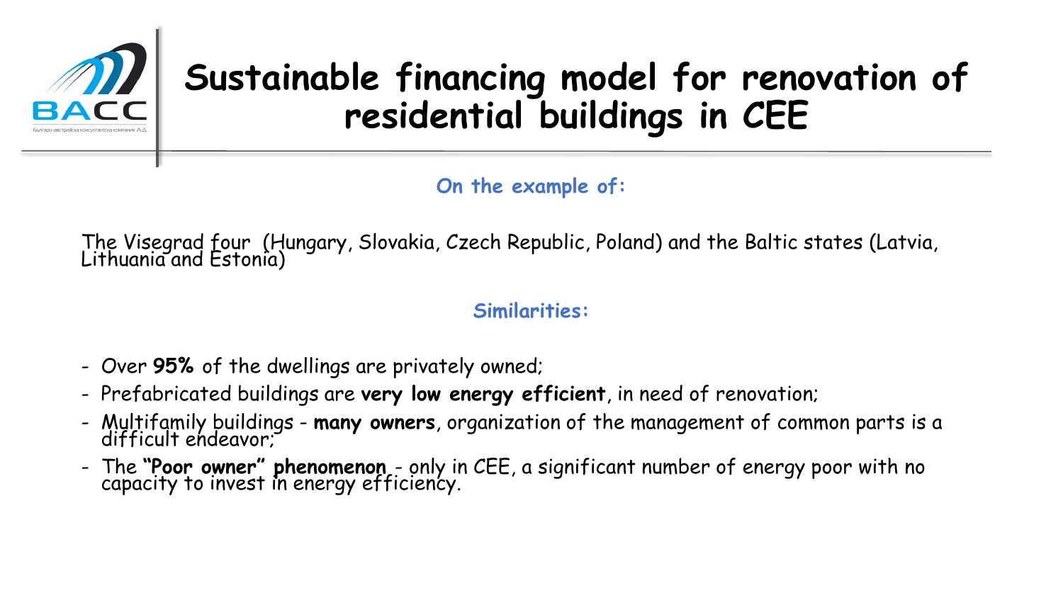# Sustainable financing model for renovation of residential buildings in CEE

**On the example of:**

The Visegrad four (Hungary, Slovakia, Czech Republic, Poland) and the Baltic states (Latvia, Lithuania and Estonia)

**Similarities:**

- Over **95%** of the dwellings are privately owned;
- Prefabricated buildings are **very low energy efficient**, in need of renovation;
- Multifamily buildings - **many owners**, organization of the management of common parts is a difficult endeavor;
- The **"Poor owner" phenomenon** - only in CEE, a significant number of energy poor with no capacity to invest in energy efficiency.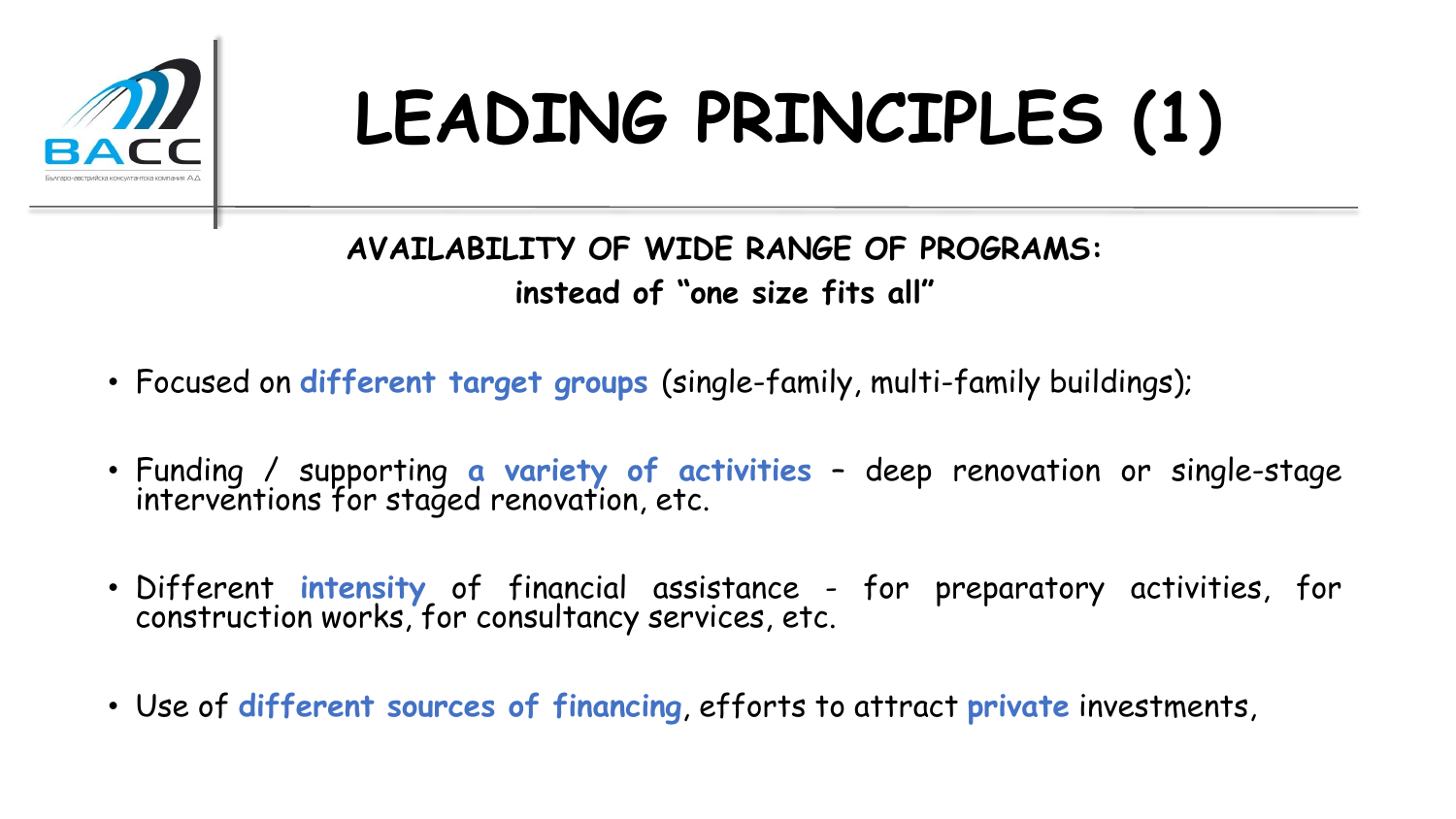# LEADING PRINCIPLES (1)

**AVAILABILITY OF WIDE RANGE OF PROGRAMS:**
**instead of "one size fits all"**

- Focused on **different target groups** (single-family, multi-family buildings);
- Funding / supporting **a variety of activities** – deep renovation or single-stage interventions for staged renovation, etc.
- Different **intensity** of financial assistance - for preparatory activities, for construction works, for consultancy services, etc.
- Use of **different sources of financing**, efforts to attract **private** investments,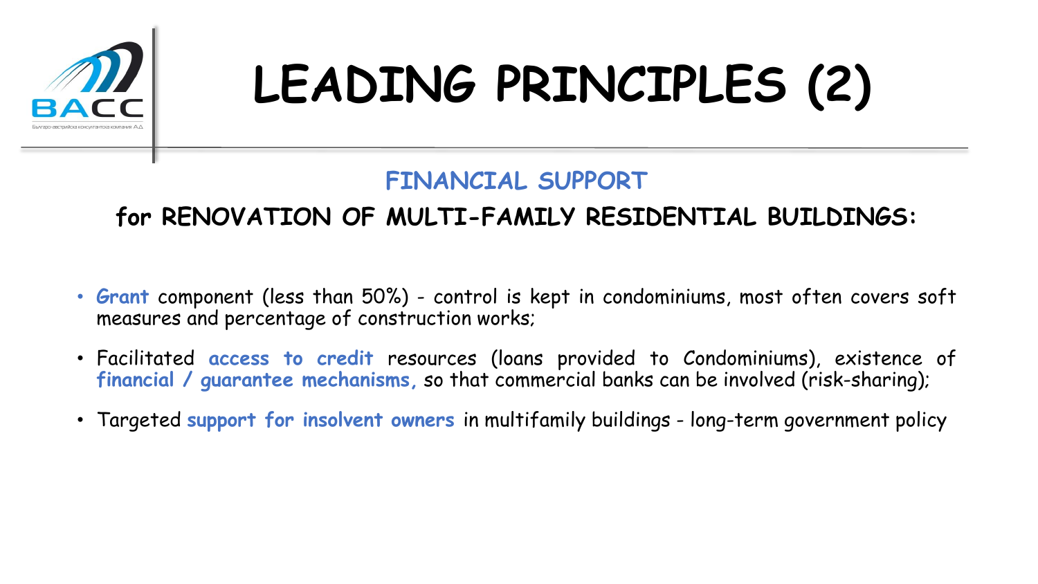# LEADING PRINCIPLES (2)

## FINANCIAL SUPPORT

### for RENOVATION OF MULTI-FAMILY RESIDENTIAL BUILDINGS:

- **Grant** component (less than 50%) - control is kept in condominiums, most often covers soft measures and percentage of construction works;
- Facilitated **access to credit** resources (loans provided to Condominiums), existence of **financial / guarantee mechanisms**, so that commercial banks can be involved (risk-sharing);
- Targeted **support for insolvent owners** in multifamily buildings - long-term government policy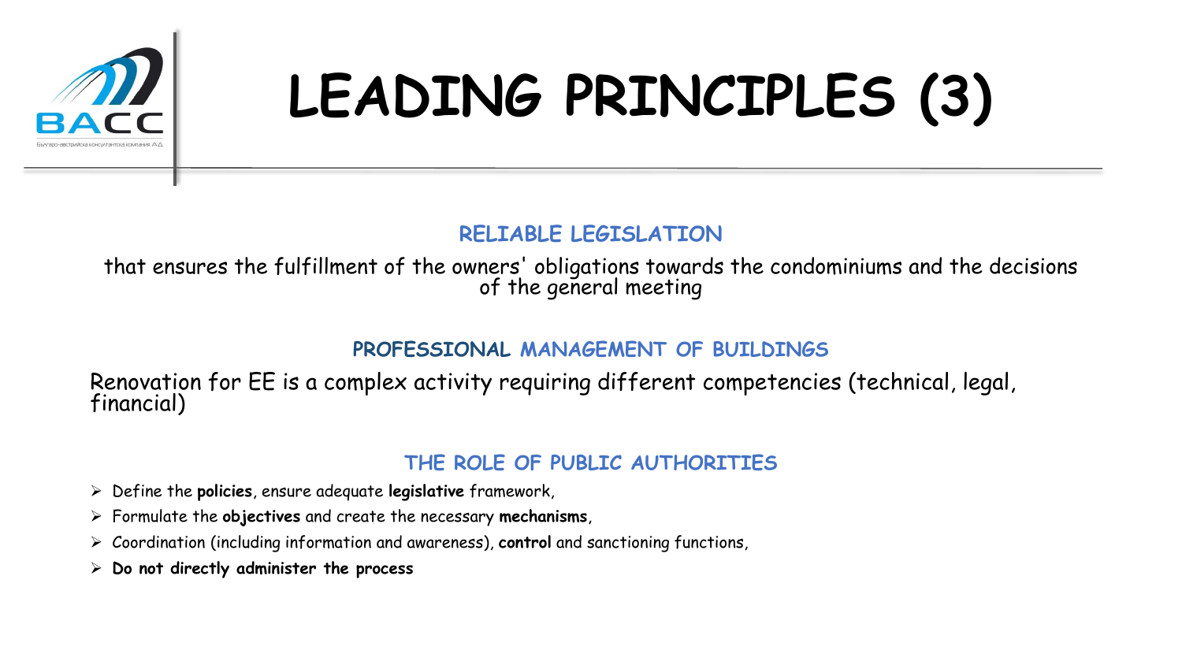# LEADING PRINCIPLES (3)

## RELIABLE LEGISLATION

that ensures the fulfillment of the owners' obligations towards the condominiums and the decisions of the general meeting

## PROFESSIONAL MANAGEMENT OF BUILDINGS

Renovation for EE is a complex activity requiring different competencies (technical, legal, financial)

## THE ROLE OF PUBLIC AUTHORITIES

- Define the **policies**, ensure adequate **legislative** framework,
- Formulate the **objectives** and create the necessary **mechanisms**,
- Coordination (including information and awareness), **control** and sanctioning functions,
- **Do not directly administer the process**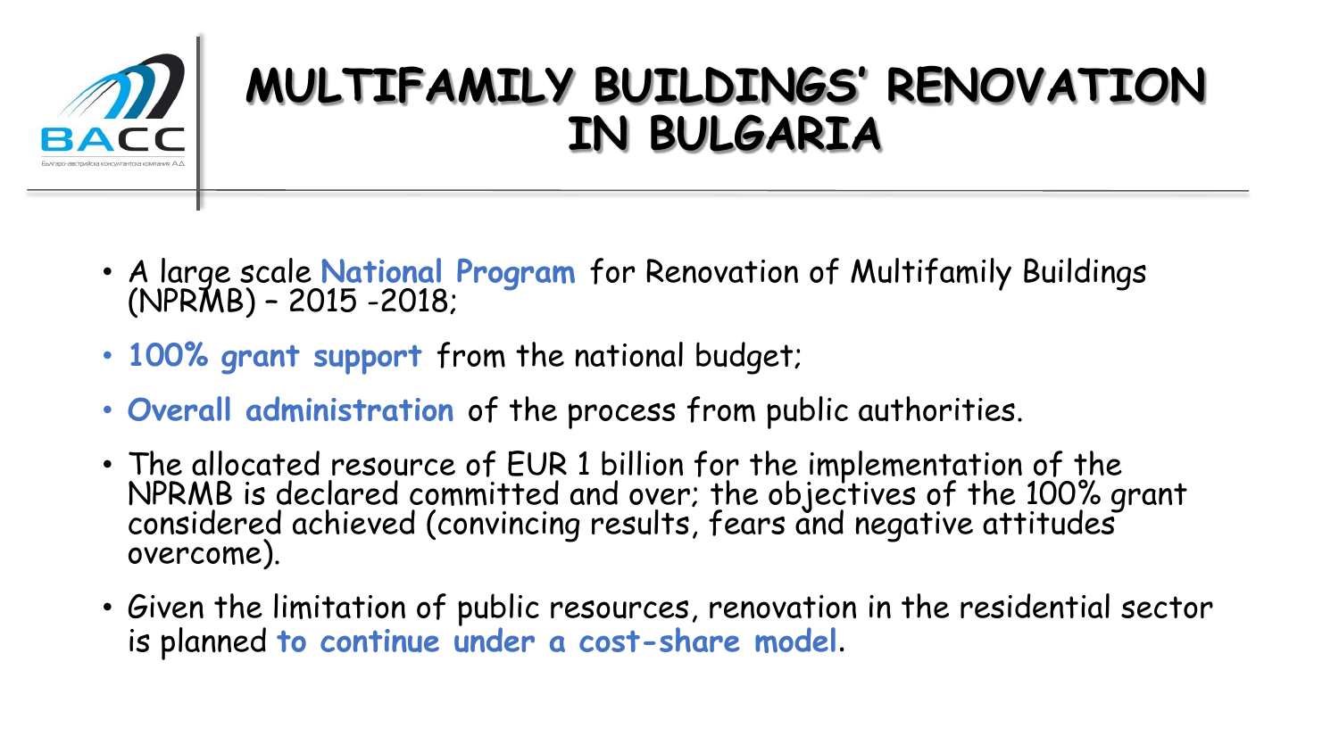# MULTIFAMILY BUILDINGS' RENOVATION IN BULGARIA

- A large scale **National Program** for Renovation of Multifamily Buildings (NPRMB) – 2015 -2018;
- **100% grant support** from the national budget;
- **Overall administration** of the process from public authorities.
- The allocated resource of EUR 1 billion for the implementation of the NPRMB is declared committed and over; the objectives of the 100% grant considered achieved (convincing results, fears and negative attitudes overcome).
- Given the limitation of public resources, renovation in the residential sector is planned **to continue under a cost-share model**.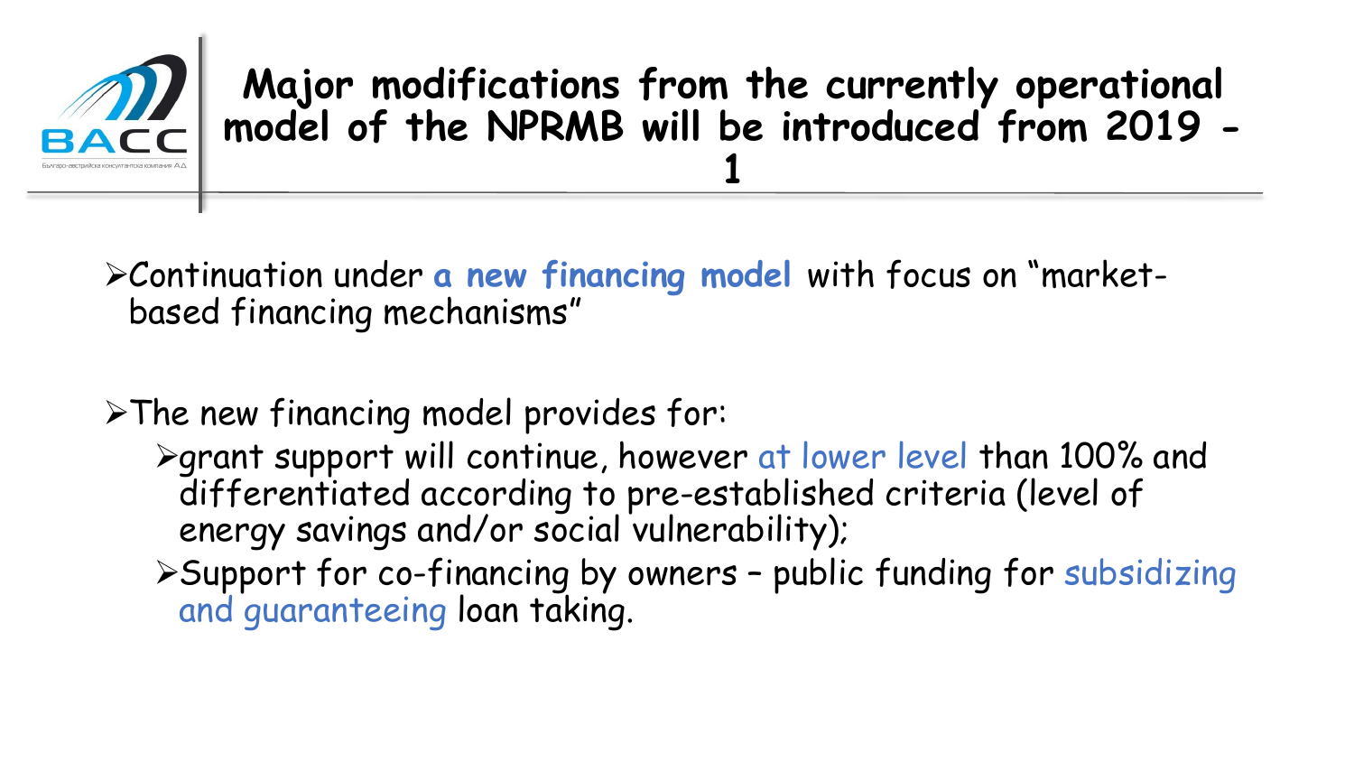# Major modifications from the currently operational model of the NPRMB will be introduced from 2019 - 1

- Continuation under **a new financing model** with focus on "market-based financing mechanisms"

- The new financing model provides for:
  - grant support will continue, however at lower level than 100% and differentiated according to pre-established criteria (level of energy savings and/or social vulnerability);
  - Support for co-financing by owners – public funding for subsidizing and guaranteeing loan taking.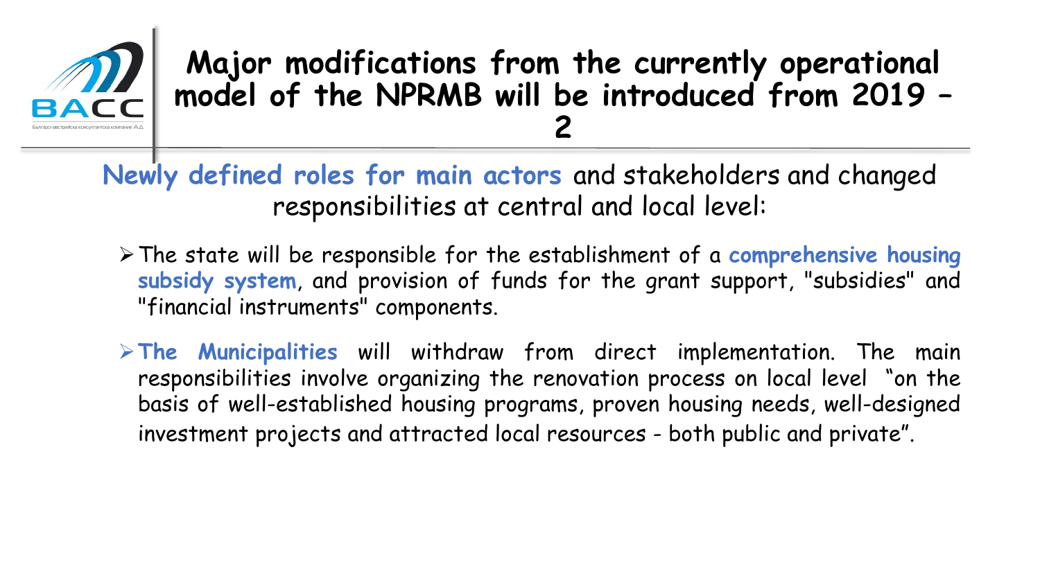# Major modifications from the currently operational model of the NPRMB will be introduced from 2019 – 2

**Newly defined roles for main actors** and stakeholders and changed responsibilities at central and local level:

- The state will be responsible for the establishment of a **comprehensive housing subsidy system**, and provision of funds for the grant support, "subsidies" and "financial instruments" components.
- **The Municipalities** will withdraw from direct implementation. The main responsibilities involve organizing the renovation process on local level "on the basis of well-established housing programs, proven housing needs, well-designed investment projects and attracted local resources - both public and private".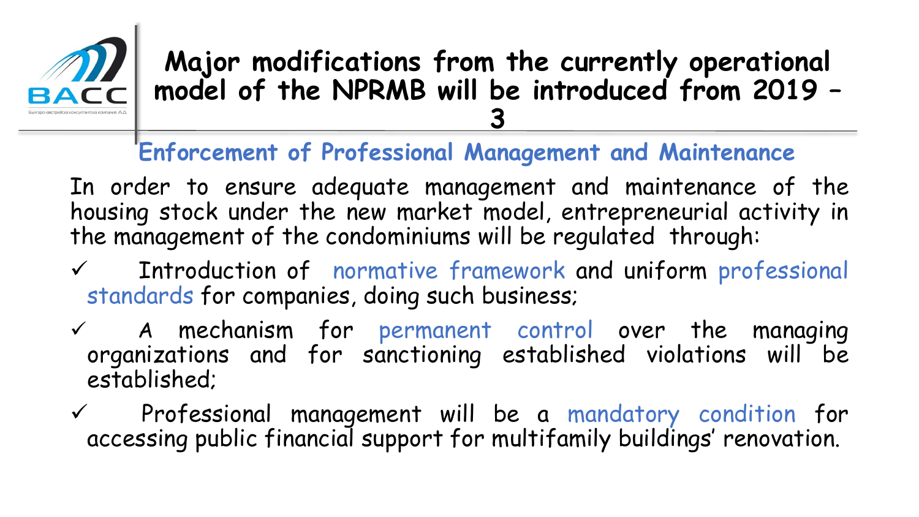# Major modifications from the currently operational model of the NPRMB will be introduced from 2019 – 3

## Enforcement of Professional Management and Maintenance

In order to ensure adequate management and maintenance of the housing stock under the new market model, entrepreneurial activity in the management of the condominiums will be regulated through:

- ✓ Introduction of normative framework and uniform professional standards for companies, doing such business;
- ✓ A mechanism for permanent control over the managing organizations and for sanctioning established violations will be established;
- ✓ Professional management will be a mandatory condition for accessing public financial support for multifamily buildings' renovation.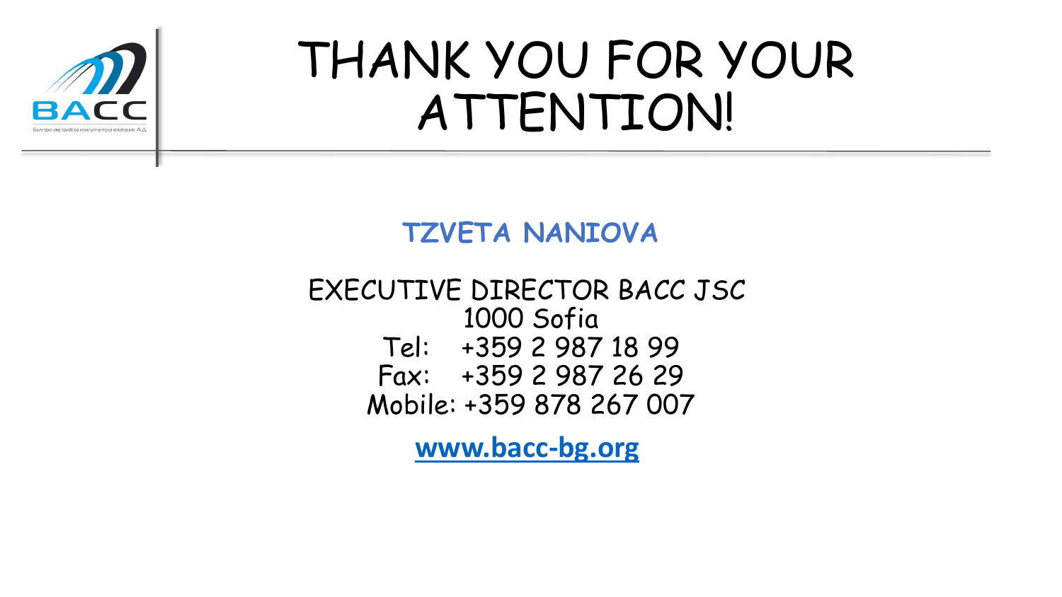# THANK YOU FOR YOUR ATTENTION!

**TZVETA NANIOVA**

EXECUTIVE DIRECTOR BACC JSC
1000 Sofia
Tel: +359 2 987 18 99
Fax: +359 2 987 26 29
Mobile: +359 878 267 007

**www.bacc-bg.org**